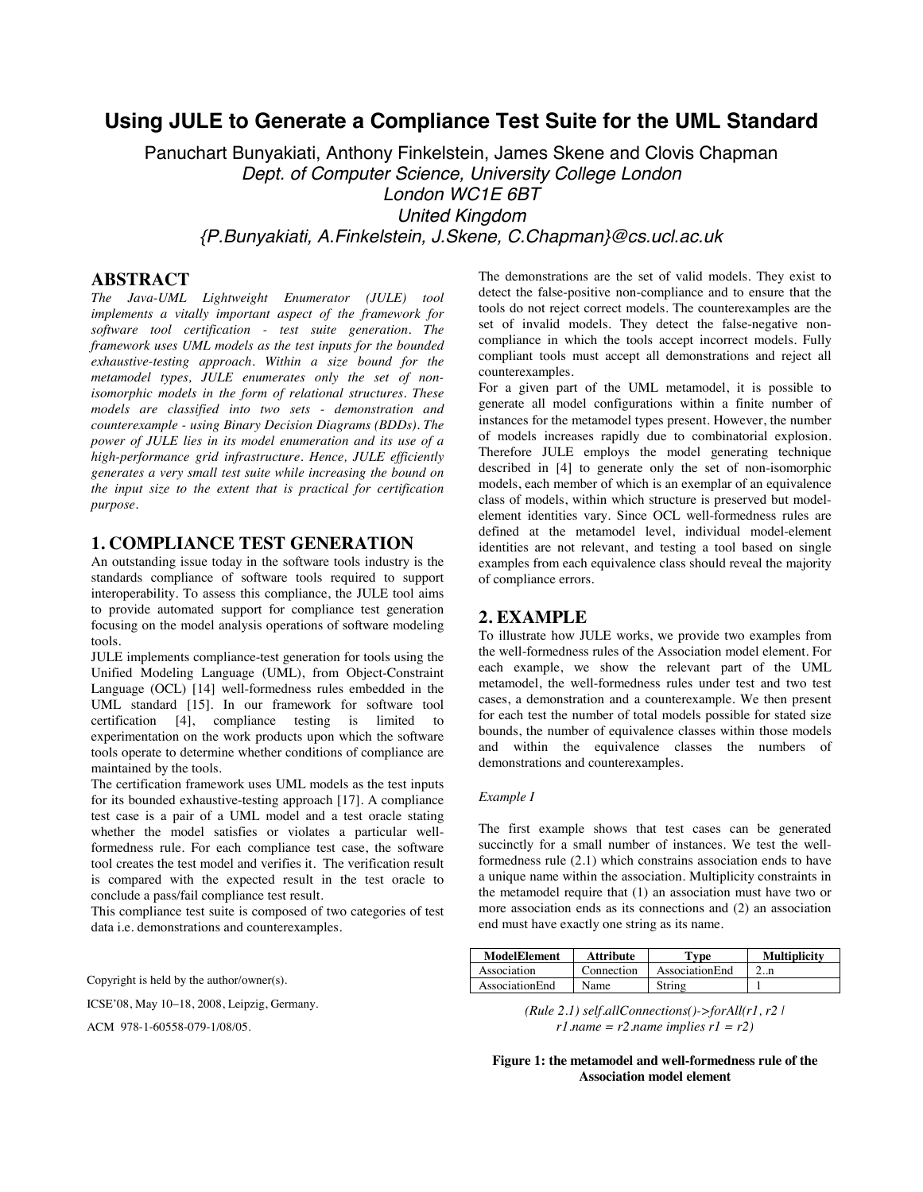# Using JULE to Generate a Compliance Test Suite for the UML Standard

Panuchart Bunyakiati, Anthony Finkelstein, James Skene and Clovis Chapman

*Dept. of Computer Science, University College London*

*London WC1E 6BT*

*United Kingdom*

*{P.Bunyakiati, A.Finkelstein, J.Skene, C.Chapman}@cs.ucl.ac.uk*

## ABSTRACT

*The Java-UML Lightweight Enumerator (JULE) tool implements a vitally important aspect of the framework for software tool certification - test suite generation. The framework uses UML models as the test inputs for the bounded exhaustive-testing approach. Within a size bound for the metamodel types, JULE enumerates only the set of non-isomorphic models in the form of relational structures. These models are classified into two sets - demonstration and counterexample - using Binary Decision Diagrams (BDDs). The power of JULE lies in its model enumeration and its use of a high-performance grid infrastructure. Hence, JULE efficiently generates a very small test suite while increasing the bound on the input size to the extent that is practical for certification purpose.*

## 1. COMPLIANCE TEST GENERATION

An outstanding issue today in the software tools industry is the standards compliance of software tools required to support interoperability. To assess this compliance, the JULE tool aims to provide automated support for compliance test generation focusing on the model analysis operations of software modeling tools.

JULE implements compliance-test generation for tools using the Unified Modeling Language (UML), from Object-Constraint Language (OCL) [14] well-formedness rules embedded in the UML standard [15]. In our framework for software tool certification [4], compliance testing is limited to experimentation on the work products upon which the software tools operate to determine whether conditions of compliance are maintained by the tools.

The certification framework uses UML models as the test inputs for its bounded exhaustive-testing approach [17]. A compliance test case is a pair of a UML model and a test oracle stating whether the model satisfies or violates a particular well-formedness rule. For each compliance test case, the software tool creates the test model and verifies it. The verification result is compared with the expected result in the test oracle to conclude a pass/fail compliance test result.

This compliance test suite is composed of two categories of test data i.e. demonstrations and counterexamples.

Copyright is held by the author/owner(s).

ICSE'08, May 10–18, 2008, Leipzig, Germany.

ACM 978-1-60558-079-1/08/05.

The demonstrations are the set of valid models. They exist to detect the false-positive non-compliance and to ensure that the tools do not reject correct models. The counterexamples are the set of invalid models. They detect the false-negative non-compliance in which the tools accept incorrect models. Fully compliant tools must accept all demonstrations and reject all counterexamples.

For a given part of the UML metamodel, it is possible to generate all model configurations within a finite number of instances for the metamodel types present. However, the number of models increases rapidly due to combinatorial explosion. Therefore JULE employs the model generating technique described in [4] to generate only the set of non-isomorphic models, each member of which is an exemplar of an equivalence class of models, within which structure is preserved but model-element identities vary. Since OCL well-formedness rules are defined at the metamodel level, individual model-element identities are not relevant, and testing a tool based on single examples from each equivalence class should reveal the majority of compliance errors.

## 2. EXAMPLE

To illustrate how JULE works, we provide two examples from the well-formedness rules of the Association model element. For each example, we show the relevant part of the UML metamodel, the well-formedness rules under test and two test cases, a demonstration and a counterexample. We then present for each test the number of total models possible for stated size bounds, the number of equivalence classes within those models and within the equivalence classes the numbers of demonstrations and counterexamples.

*Example I*

The first example shows that test cases can be generated succinctly for a small number of instances. We test the well-formedness rule (2.1) which constrains association ends to have a unique name within the association. Multiplicity constraints in the metamodel require that (1) an association must have two or more association ends as its connections and (2) an association end must have exactly one string as its name.

| ModelElement | Attribute | Type | Multiplicity |
|---|---|---|---|
| Association | Connection | AssociationEnd | 2..n |
| AssociationEnd | Name | String | 1 |

*(Rule 2.1) self.allConnections()->forAll(r1, r2 | r1.name = r2.name implies r1 = r2)*

**Figure 1: the metamodel and well-formedness rule of the Association model element**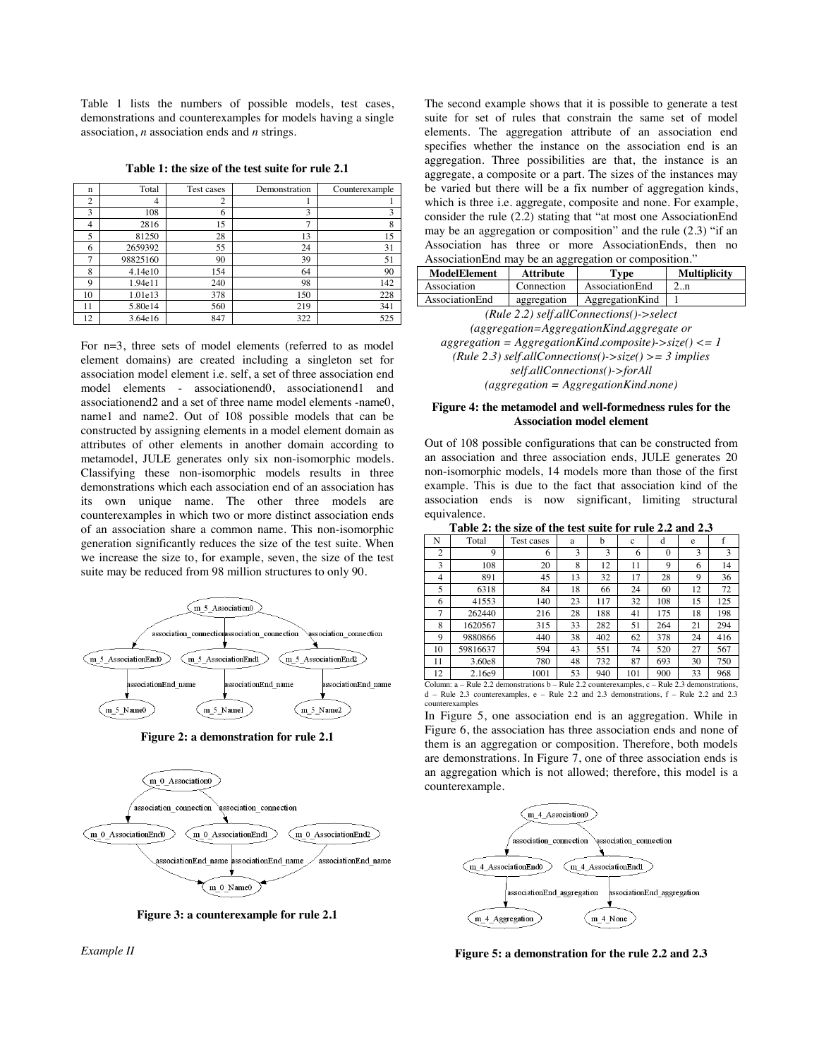Table 1 lists the numbers of possible models, test cases, demonstrations and counterexamples for models having a single association, *n* association ends and *n* strings.

**Table 1: the size of the test suite for rule 2.1**

| n | Total | Test cases | Demonstration | Counterexample |
|---|---|---|---|---|
| 2 | 4 | 2 | 1 | 1 |
| 3 | 108 | 6 | 3 | 3 |
| 4 | 2816 | 15 | 7 | 8 |
| 5 | 81250 | 28 | 13 | 15 |
| 6 | 2659392 | 55 | 24 | 31 |
| 7 | 98825160 | 90 | 39 | 51 |
| 8 | 4.14e10 | 154 | 64 | 90 |
| 9 | 1.94e11 | 240 | 98 | 142 |
| 10 | 1.01e13 | 378 | 150 | 228 |
| 11 | 5.80e14 | 560 | 219 | 341 |
| 12 | 3.64e16 | 847 | 322 | 525 |

For n=3, three sets of model elements (referred to as model element domains) are created including a singleton set for association model element i.e. self, a set of three association end model elements - associationend0, associationend1 and associationend2 and a set of three name model elements -name0, name1 and name2. Out of 108 possible models that can be constructed by assigning elements in a model element domain as attributes of other elements in another domain according to metamodel, JULE generates only six non-isomorphic models. Classifying these non-isomorphic models results in three demonstrations which each association end of an association has its own unique name. The other three models are counterexamples in which two or more distinct association ends of an association share a common name. This non-isomorphic generation significantly reduces the size of the test suite. When we increase the size to, for example, seven, the size of the test suite may be reduced from 98 million structures to only 90.

**Figure 2: a demonstration for rule 2.1**

**Figure 3: a counterexample for rule 2.1**

*Example II*

The second example shows that it is possible to generate a test suite for set of rules that constrain the same set of model elements. The aggregation attribute of an association end specifies whether the instance on the association end is an aggregation. Three possibilities are that, the instance is an aggregate, a composite or a part. The sizes of the instances may be varied but there will be a fix number of aggregation kinds, which is three i.e. aggregate, composite and none. For example, consider the rule (2.2) stating that "at most one AssociationEnd may be an aggregation or composition" and the rule (2.3) "if an Association has three or more AssociationEnds, then no AssociationEnd may be an aggregation or composition."

| ModelElement | Attribute | Type | Multiplicity |
|---|---|---|---|
| Association | Connection | AssociationEnd | 2..n |
| AssociationEnd | aggregation | AggregationKind | 1 |

*(Rule 2.2) self.allConnections()->select (aggregation=AggregationKind.aggregate or aggregation = AggregationKind.composite)->size() <= 1*
*(Rule 2.3) self.allConnections()->size() >= 3 implies self.allConnections()->forAll (aggregation = AggregationKind.none)*

**Figure 4: the metamodel and well-formedness rules for the Association model element**

Out of 108 possible configurations that can be constructed from an association and three association ends, JULE generates 20 non-isomorphic models, 14 models more than those of the first example. This is due to the fact that association kind of the association ends is now significant, limiting structural equivalence.

**Table 2: the size of the test suite for rule 2.2 and 2.3**

| N | Total | Test cases | a | b | c | d | e | f |
|---|---|---|---|---|---|---|---|---|
| 2 | 9 | 6 | 3 | 3 | 6 | 0 | 3 | 3 |
| 3 | 108 | 20 | 8 | 12 | 11 | 9 | 6 | 14 |
| 4 | 891 | 45 | 13 | 32 | 17 | 28 | 9 | 36 |
| 5 | 6318 | 84 | 18 | 66 | 24 | 60 | 12 | 72 |
| 6 | 41553 | 140 | 23 | 117 | 32 | 108 | 15 | 125 |
| 7 | 262440 | 216 | 28 | 188 | 41 | 175 | 18 | 198 |
| 8 | 1620567 | 315 | 33 | 282 | 51 | 264 | 21 | 294 |
| 9 | 9880866 | 440 | 38 | 402 | 62 | 378 | 24 | 416 |
| 10 | 59816637 | 594 | 43 | 551 | 74 | 520 | 27 | 567 |
| 11 | 3.60e8 | 780 | 48 | 732 | 87 | 693 | 30 | 750 |
| 12 | 2.16e9 | 1001 | 53 | 940 | 101 | 900 | 33 | 968 |

Column: a – Rule 2.2 demonstrations b – Rule 2.2 counterexamples, c – Rule 2.3 demonstrations, d – Rule 2.3 counterexamples, e – Rule 2.2 and 2.3 demonstrations, f – Rule 2.2 and 2.3 counterexamples

In Figure 5, one association end is an aggregation. While in Figure 6, the association has three association ends and none of them is an aggregation or composition. Therefore, both models are demonstrations. In Figure 7, one of three association ends is an aggregation which is not allowed; therefore, this model is a counterexample.

**Figure 5: a demonstration for the rule 2.2 and 2.3**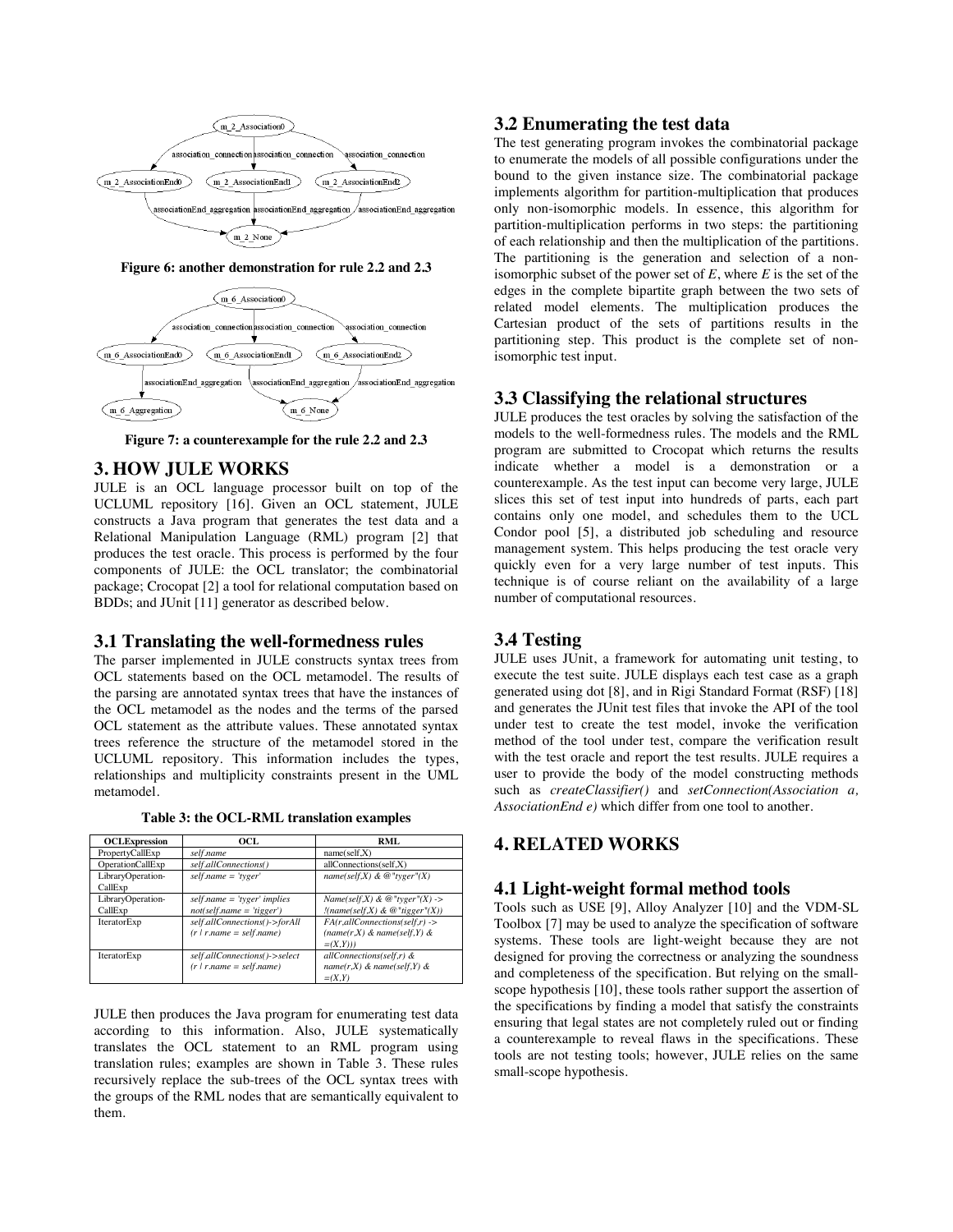m_2_Association0

association_connection association_connection association_connection

m_2_AssociationEnd0 m_2_AssociationEnd1 m_2_AssociationEnd2

associationEnd_aggregation associationEnd_aggregation associationEnd_aggregation

m_2_None

**Figure 6: another demonstration for rule 2.2 and 2.3**

m_6_Association0

association_connection association_connection association_connection

m_6_AssociationEnd0 m_6_AssociationEnd1 m_6_AssociationEnd2

associationEnd_aggregation associationEnd_aggregation associationEnd_aggregation

m_6_Aggregation m_6_None

**Figure 7: a counterexample for the rule 2.2 and 2.3**

# 3. HOW JULE WORKS

JULE is an OCL language processor built on top of the UCLUML repository [16]. Given an OCL statement, JULE constructs a Java program that generates the test data and a Relational Manipulation Language (RML) program [2] that produces the test oracle. This process is performed by the four components of JULE: the OCL translator; the combinatorial package; Crocopat [2] a tool for relational computation based on BDDs; and JUnit [11] generator as described below.

## 3.1 Translating the well-formedness rules

The parser implemented in JULE constructs syntax trees from OCL statements based on the OCL metamodel. The results of the parsing are annotated syntax trees that have the instances of the OCL metamodel as the nodes and the terms of the parsed OCL statement as the attribute values. These annotated syntax trees reference the structure of the metamodel stored in the UCLUML repository. This information includes the types, relationships and multiplicity constraints present in the UML metamodel.

**Table 3: the OCL-RML translation examples**

| OCLExpression | OCL | RML |
|---|---|---|
| PropertyCallExp | *self.name* | name(self,X) |
| OperationCallExp | *self.allConnections()* | allConnections(self,X) |
| LibraryOperation-CallExp | *self.name = 'tyger'* | *name(self,X) & @"tyger"(X)* |
| LibraryOperation-CallExp | *self.name = 'tyger' implies not(self.name = 'tigger')* | *Name(self,X) & @"tyger"(X) -> !(name(self,X) & @"tigger"(X))* |
| IteratorExp | *self.allConnections()->forAll (r \| r.name = self.name)* | *FA(r,allConnections(self,r) -> (name(r,X) & name(self,Y) & =(X,Y)))* |
| IteratorExp | *self.allConnections()->select (r \| r.name = self.name)* | *allConnections(self,r) & name(r,X) & name(self,Y) & =(X,Y)* |

JULE then produces the Java program for enumerating test data according to this information. Also, JULE systematically translates the OCL statement to an RML program using translation rules; examples are shown in Table 3. These rules recursively replace the sub-trees of the OCL syntax trees with the groups of the RML nodes that are semantically equivalent to them.

## 3.2 Enumerating the test data

The test generating program invokes the combinatorial package to enumerate the models of all possible configurations under the bound to the given instance size. The combinatorial package implements algorithm for partition-multiplication that produces only non-isomorphic models. In essence, this algorithm for partition-multiplication performs in two steps: the partitioning of each relationship and then the multiplication of the partitions. The partitioning is the generation and selection of a non-isomorphic subset of the power set of *E*, where *E* is the set of the edges in the complete bipartite graph between the two sets of related model elements. The multiplication produces the Cartesian product of the sets of partitions results in the partitioning step. This product is the complete set of non-isomorphic test input.

## 3.3 Classifying the relational structures

JULE produces the test oracles by solving the satisfaction of the models to the well-formedness rules. The models and the RML program are submitted to Crocopat which returns the results indicate whether a model is a demonstration or a counterexample. As the test input can become very large, JULE slices this set of test input into hundreds of parts, each part contains only one model, and schedules them to the UCL Condor pool [5], a distributed job scheduling and resource management system. This helps producing the test oracle very quickly even for a very large number of test inputs. This technique is of course reliant on the availability of a large number of computational resources.

## 3.4 Testing

JULE uses JUnit, a framework for automating unit testing, to execute the test suite. JULE displays each test case as a graph generated using dot [8], and in Rigi Standard Format (RSF) [18] and generates the JUnit test files that invoke the API of the tool under test to create the test model, invoke the verification method of the tool under test, compare the verification result with the test oracle and report the test results. JULE requires a user to provide the body of the model constructing methods such as *createClassifier()* and *setConnection(Association a, AssociationEnd e)* which differ from one tool to another.

# 4. RELATED WORKS

## 4.1 Light-weight formal method tools

Tools such as USE [9], Alloy Analyzer [10] and the VDM-SL Toolbox [7] may be used to analyze the specification of software systems. These tools are light-weight because they are not designed for proving the correctness or analyzing the soundness and completeness of the specification. But relying on the small-scope hypothesis [10], these tools rather support the assertion of the specifications by finding a model that satisfy the constraints ensuring that legal states are not completely ruled out or finding a counterexample to reveal flaws in the specifications. These tools are not testing tools; however, JULE relies on the same small-scope hypothesis.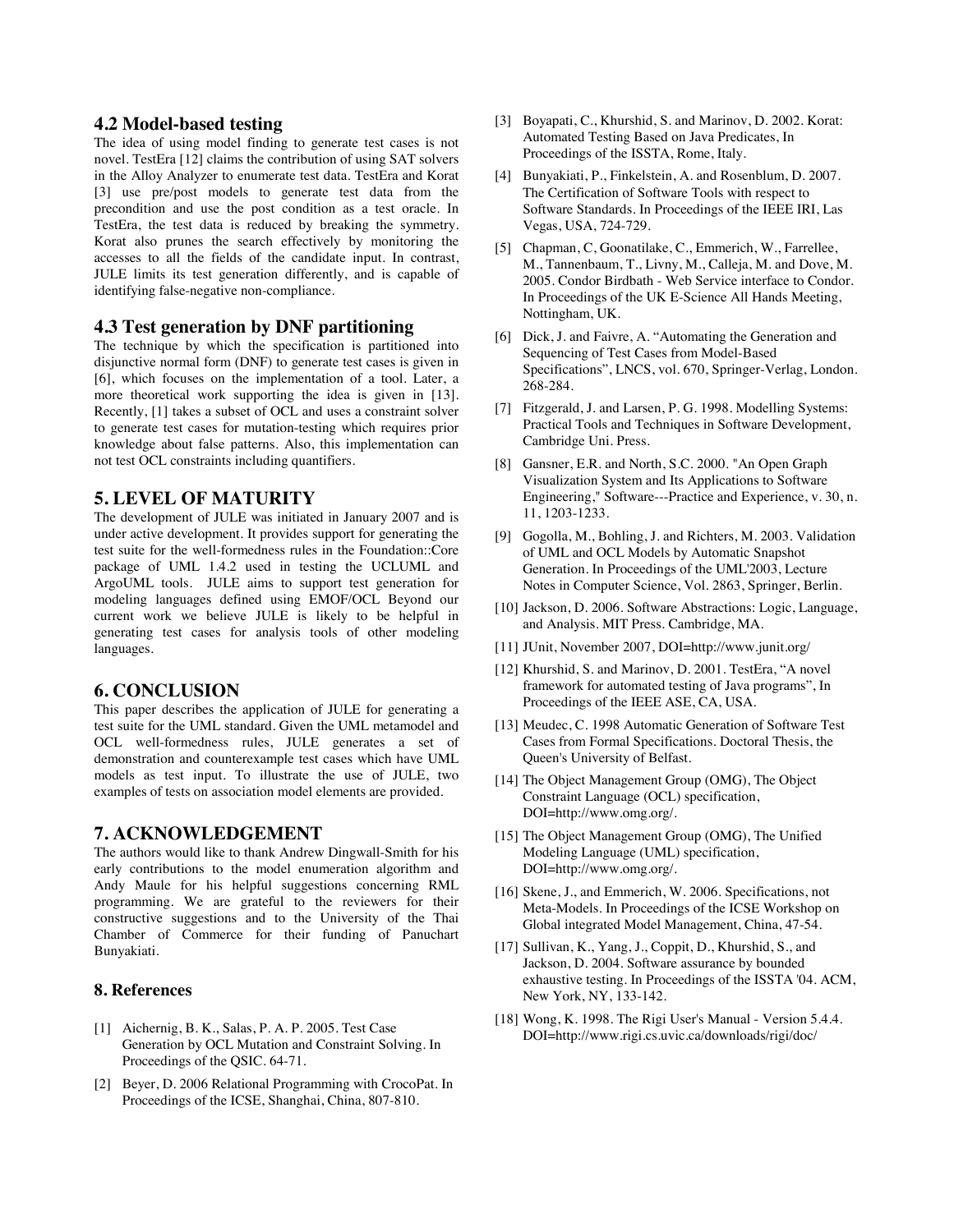## 4.2 Model-based testing

The idea of using model finding to generate test cases is not novel. TestEra [12] claims the contribution of using SAT solvers in the Alloy Analyzer to enumerate test data. TestEra and Korat [3] use pre/post models to generate test data from the precondition and use the post condition as a test oracle. In TestEra, the test data is reduced by breaking the symmetry. Korat also prunes the search effectively by monitoring the accesses to all the fields of the candidate input. In contrast, JULE limits its test generation differently, and is capable of identifying false-negative non-compliance.

## 4.3 Test generation by DNF partitioning

The technique by which the specification is partitioned into disjunctive normal form (DNF) to generate test cases is given in [6], which focuses on the implementation of a tool. Later, a more theoretical work supporting the idea is given in [13]. Recently, [1] takes a subset of OCL and uses a constraint solver to generate test cases for mutation-testing which requires prior knowledge about false patterns. Also, this implementation can not test OCL constraints including quantifiers.

# 5. LEVEL OF MATURITY

The development of JULE was initiated in January 2007 and is under active development. It provides support for generating the test suite for the well-formedness rules in the Foundation::Core package of UML 1.4.2 used in testing the UCLUML and ArgoUML tools. JULE aims to support test generation for modeling languages defined using EMOF/OCL Beyond our current work we believe JULE is likely to be helpful in generating test cases for analysis tools of other modeling languages.

# 6. CONCLUSION

This paper describes the application of JULE for generating a test suite for the UML standard. Given the UML metamodel and OCL well-formedness rules, JULE generates a set of demonstration and counterexample test cases which have UML models as test input. To illustrate the use of JULE, two examples of tests on association model elements are provided.

# 7. ACKNOWLEDGEMENT

The authors would like to thank Andrew Dingwall-Smith for his early contributions to the model enumeration algorithm and Andy Maule for his helpful suggestions concerning RML programming. We are grateful to the reviewers for their constructive suggestions and to the University of the Thai Chamber of Commerce for their funding of Panuchart Bunyakiati.

## 8. References

[1] Aichernig, B. K., Salas, P. A. P. 2005. Test Case Generation by OCL Mutation and Constraint Solving. In Proceedings of the QSIC. 64-71.

[2] Beyer, D. 2006 Relational Programming with CrocoPat. In Proceedings of the ICSE, Shanghai, China, 807-810.

[3] Boyapati, C., Khurshid, S. and Marinov, D. 2002. Korat: Automated Testing Based on Java Predicates, In Proceedings of the ISSTA, Rome, Italy.

[4] Bunyakiati, P., Finkelstein, A. and Rosenblum, D. 2007. The Certification of Software Tools with respect to Software Standards. In Proceedings of the IEEE IRI, Las Vegas, USA, 724-729.

[5] Chapman, C, Goonatilake, C., Emmerich, W., Farrellee, M., Tannenbaum, T., Livny, M., Calleja, M. and Dove, M. 2005. Condor Birdbath - Web Service interface to Condor. In Proceedings of the UK E-Science All Hands Meeting, Nottingham, UK.

[6] Dick, J. and Faivre, A. "Automating the Generation and Sequencing of Test Cases from Model-Based Specifications", LNCS, vol. 670, Springer-Verlag, London. 268-284.

[7] Fitzgerald, J. and Larsen, P. G. 1998. Modelling Systems: Practical Tools and Techniques in Software Development, Cambridge Uni. Press.

[8] Gansner, E.R. and North, S.C. 2000. "An Open Graph Visualization System and Its Applications to Software Engineering," Software---Practice and Experience, v. 30, n. 11, 1203-1233.

[9] Gogolla, M., Bohling, J. and Richters, M. 2003. Validation of UML and OCL Models by Automatic Snapshot Generation. In Proceedings of the UML'2003, Lecture Notes in Computer Science, Vol. 2863, Springer, Berlin.

[10] Jackson, D. 2006. Software Abstractions: Logic, Language, and Analysis. MIT Press. Cambridge, MA.

[11] JUnit, November 2007, DOI=http://www.junit.org/

[12] Khurshid, S. and Marinov, D. 2001. TestEra, "A novel framework for automated testing of Java programs", In Proceedings of the IEEE ASE, CA, USA.

[13] Meudec, C. 1998 Automatic Generation of Software Test Cases from Formal Specifications. Doctoral Thesis, the Queen's University of Belfast.

[14] The Object Management Group (OMG), The Object Constraint Language (OCL) specification, DOI=http://www.omg.org/.

[15] The Object Management Group (OMG), The Unified Modeling Language (UML) specification, DOI=http://www.omg.org/.

[16] Skene, J., and Emmerich, W. 2006. Specifications, not Meta-Models. In Proceedings of the ICSE Workshop on Global integrated Model Management, China, 47-54.

[17] Sullivan, K., Yang, J., Coppit, D., Khurshid, S., and Jackson, D. 2004. Software assurance by bounded exhaustive testing. In Proceedings of the ISSTA '04. ACM, New York, NY, 133-142.

[18] Wong, K. 1998. The Rigi User's Manual - Version 5.4.4. DOI=http://www.rigi.cs.uvic.ca/downloads/rigi/doc/